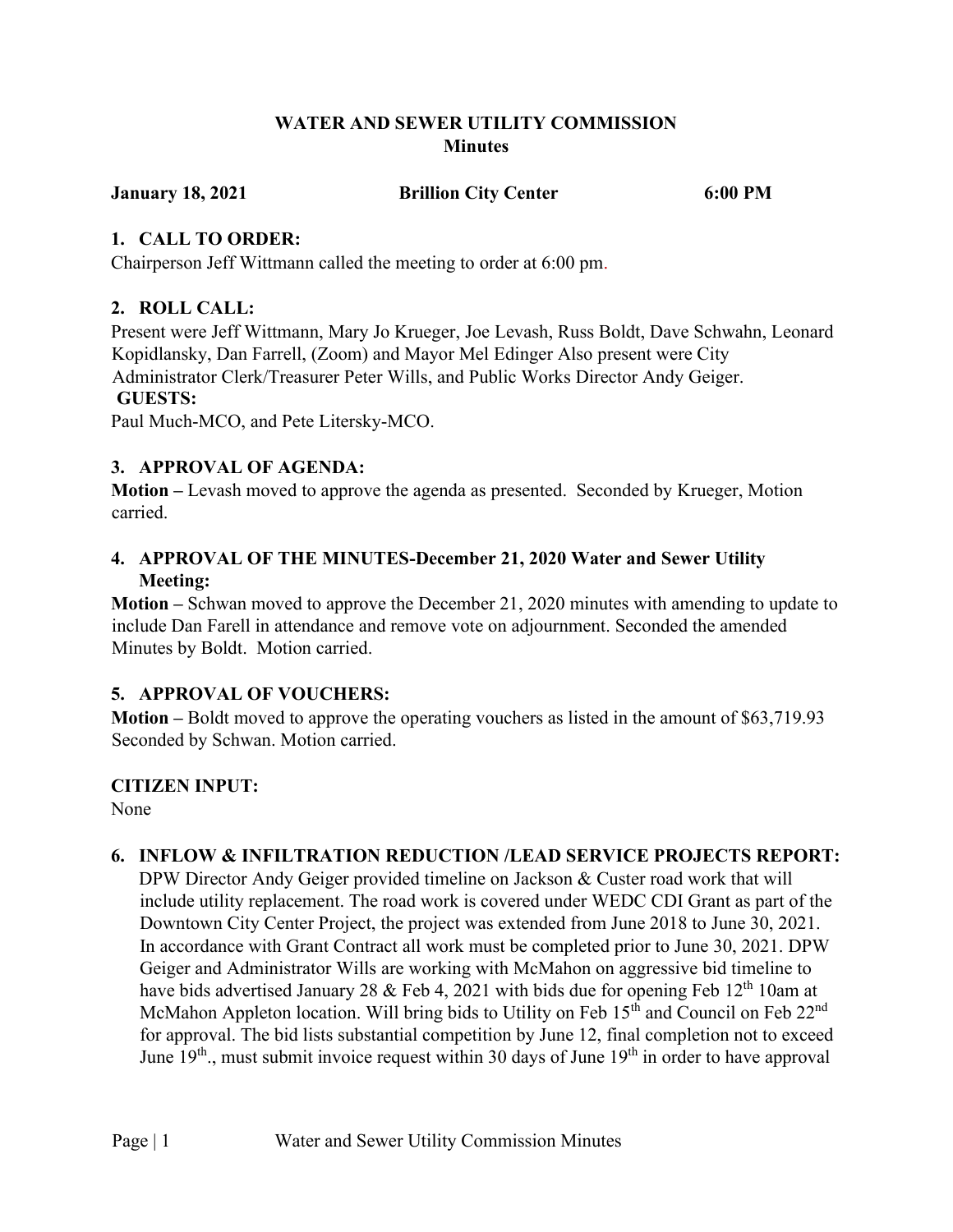# WATER AND SEWER UTILITY COMMISSION
## Minutes

**January 18, 2021** **Brillion City Center** **6:00 PM**

### 1. CALL TO ORDER:

Chairperson Jeff Wittmann called the meeting to order at 6:00 pm.

### 2. ROLL CALL:

Present were Jeff Wittmann, Mary Jo Krueger, Joe Levash, Russ Boldt, Dave Schwahn, Leonard Kopidlansky, Dan Farrell, (Zoom) and Mayor Mel Edinger Also present were City Administrator Clerk/Treasurer Peter Wills, and Public Works Director Andy Geiger.

**GUESTS:**

Paul Much-MCO, and Pete Litersky-MCO.

### 3. APPROVAL OF AGENDA:

**Motion –** Levash moved to approve the agenda as presented. Seconded by Krueger, Motion carried.

### 4. APPROVAL OF THE MINUTES-December 21, 2020 Water and Sewer Utility Meeting:

**Motion –** Schwan moved to approve the December 21, 2020 minutes with amending to update to include Dan Farell in attendance and remove vote on adjournment. Seconded the amended Minutes by Boldt. Motion carried.

### 5. APPROVAL OF VOUCHERS:

**Motion –** Boldt moved to approve the operating vouchers as listed in the amount of $63,719.93 Seconded by Schwan. Motion carried.

### CITIZEN INPUT:

None

### 6. INFLOW & INFILTRATION REDUCTION /LEAD SERVICE PROJECTS REPORT:

DPW Director Andy Geiger provided timeline on Jackson & Custer road work that will include utility replacement. The road work is covered under WEDC CDI Grant as part of the Downtown City Center Project, the project was extended from June 2018 to June 30, 2021. In accordance with Grant Contract all work must be completed prior to June 30, 2021. DPW Geiger and Administrator Wills are working with McMahon on aggressive bid timeline to have bids advertised January 28 & Feb 4, 2021 with bids due for opening Feb 12th 10am at McMahon Appleton location. Will bring bids to Utility on Feb 15th and Council on Feb 22nd for approval. The bid lists substantial competition by June 12, final completion not to exceed June 19th., must submit invoice request within 30 days of June 19th in order to have approval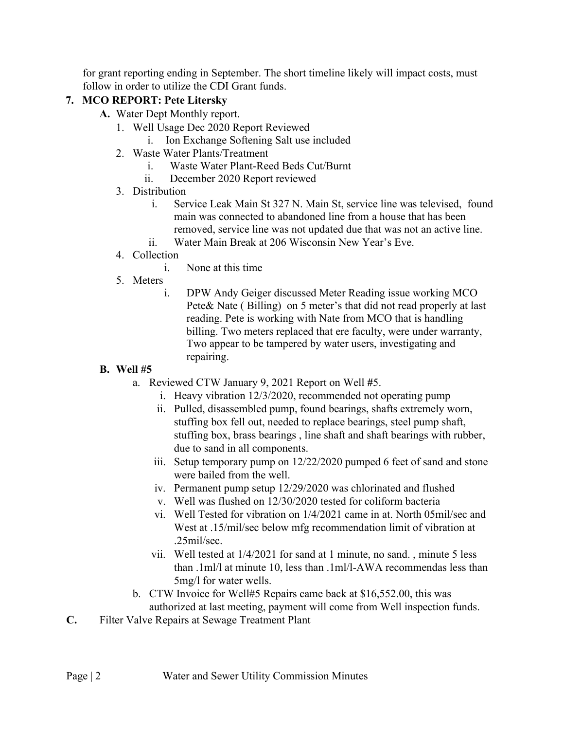for grant reporting ending in September. The short timeline likely will impact costs, must follow in order to utilize the CDI Grant funds.

**7. MCO REPORT: Pete Litersky**

- **A.** Water Dept Monthly report.
  1. Well Usage Dec 2020 Report Reviewed
     - i. Ion Exchange Softening Salt use included
  2. Waste Water Plants/Treatment
     - i. Waste Water Plant-Reed Beds Cut/Burnt
     - ii. December 2020 Report reviewed
  3. Distribution
     - i. Service Leak Main St 327 N. Main St, service line was televised, found main was connected to abandoned line from a house that has been removed, service line was not updated due that was not an active line.
     - ii. Water Main Break at 206 Wisconsin New Year's Eve.
  4. Collection
     - i. None at this time
  5. Meters
     - i. DPW Andy Geiger discussed Meter Reading issue working MCO Pete& Nate ( Billing) on 5 meter's that did not read properly at last reading. Pete is working with Nate from MCO that is handling billing. Two meters replaced that ere faculty, were under warranty, Two appear to be tampered by water users, investigating and repairing.

- **B. Well #5**
  - a. Reviewed CTW January 9, 2021 Report on Well #5.
    - i. Heavy vibration 12/3/2020, recommended not operating pump
    - ii. Pulled, disassembled pump, found bearings, shafts extremely worn, stuffing box fell out, needed to replace bearings, steel pump shaft, stuffing box, brass bearings , line shaft and shaft bearings with rubber, due to sand in all components.
    - iii. Setup temporary pump on 12/22/2020 pumped 6 feet of sand and stone were bailed from the well.
    - iv. Permanent pump setup 12/29/2020 was chlorinated and flushed
    - v. Well was flushed on 12/30/2020 tested for coliform bacteria
    - vi. Well Tested for vibration on 1/4/2021 came in at. North 05mil/sec and West at .15/mil/sec below mfg recommendation limit of vibration at .25mil/sec.
    - vii. Well tested at 1/4/2021 for sand at 1 minute, no sand. , minute 5 less than .1ml/l at minute 10, less than .1ml/l-AWA recommendas less than 5mg/l for water wells.
  - b. CTW Invoice for Well#5 Repairs came back at $16,552.00, this was authorized at last meeting, payment will come from Well inspection funds.

**C.** Filter Valve Repairs at Sewage Treatment Plant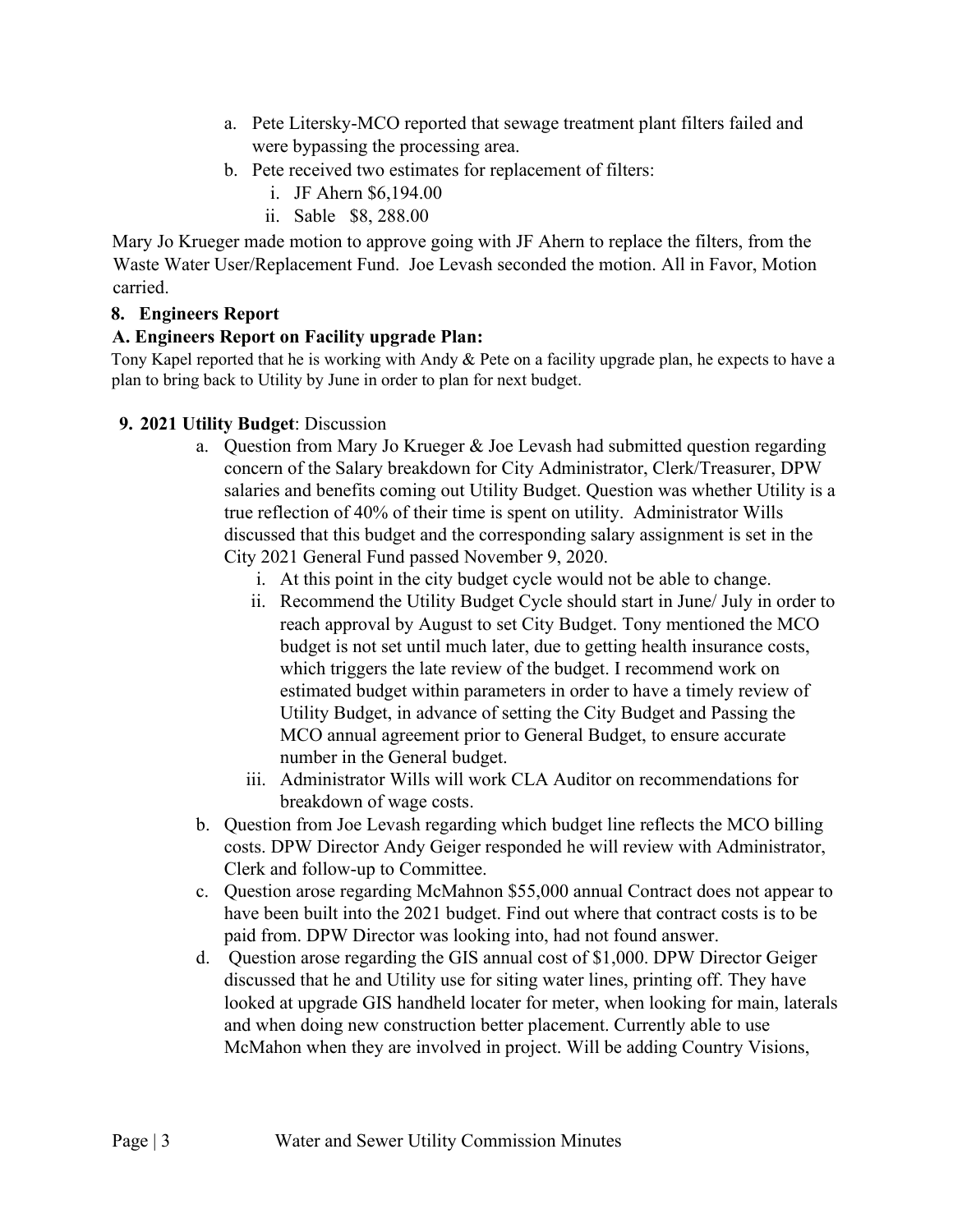a. Pete Litersky-MCO reported that sewage treatment plant filters failed and were bypassing the processing area.
b. Pete received two estimates for replacement of filters:
   i. JF Ahern $6,194.00
   ii. Sable $8, 288.00

Mary Jo Krueger made motion to approve going with JF Ahern to replace the filters, from the Waste Water User/Replacement Fund. Joe Levash seconded the motion. All in Favor, Motion carried.

**8. Engineers Report**

**A. Engineers Report on Facility upgrade Plan:**

Tony Kapel reported that he is working with Andy & Pete on a facility upgrade plan, he expects to have a plan to bring back to Utility by June in order to plan for next budget.

**9. 2021 Utility Budget**: Discussion

a. Question from Mary Jo Krueger & Joe Levash had submitted question regarding concern of the Salary breakdown for City Administrator, Clerk/Treasurer, DPW salaries and benefits coming out Utility Budget. Question was whether Utility is a true reflection of 40% of their time is spent on utility. Administrator Wills discussed that this budget and the corresponding salary assignment is set in the City 2021 General Fund passed November 9, 2020.
   i. At this point in the city budget cycle would not be able to change.
   ii. Recommend the Utility Budget Cycle should start in June/ July in order to reach approval by August to set City Budget. Tony mentioned the MCO budget is not set until much later, due to getting health insurance costs, which triggers the late review of the budget. I recommend work on estimated budget within parameters in order to have a timely review of Utility Budget, in advance of setting the City Budget and Passing the MCO annual agreement prior to General Budget, to ensure accurate number in the General budget.
   iii. Administrator Wills will work CLA Auditor on recommendations for breakdown of wage costs.
b. Question from Joe Levash regarding which budget line reflects the MCO billing costs. DPW Director Andy Geiger responded he will review with Administrator, Clerk and follow-up to Committee.
c. Question arose regarding McMahnon $55,000 annual Contract does not appear to have been built into the 2021 budget. Find out where that contract costs is to be paid from. DPW Director was looking into, had not found answer.
d. Question arose regarding the GIS annual cost of $1,000. DPW Director Geiger discussed that he and Utility use for siting water lines, printing off. They have looked at upgrade GIS handheld locater for meter, when looking for main, laterals and when doing new construction better placement. Currently able to use McMahon when they are involved in project. Will be adding Country Visions,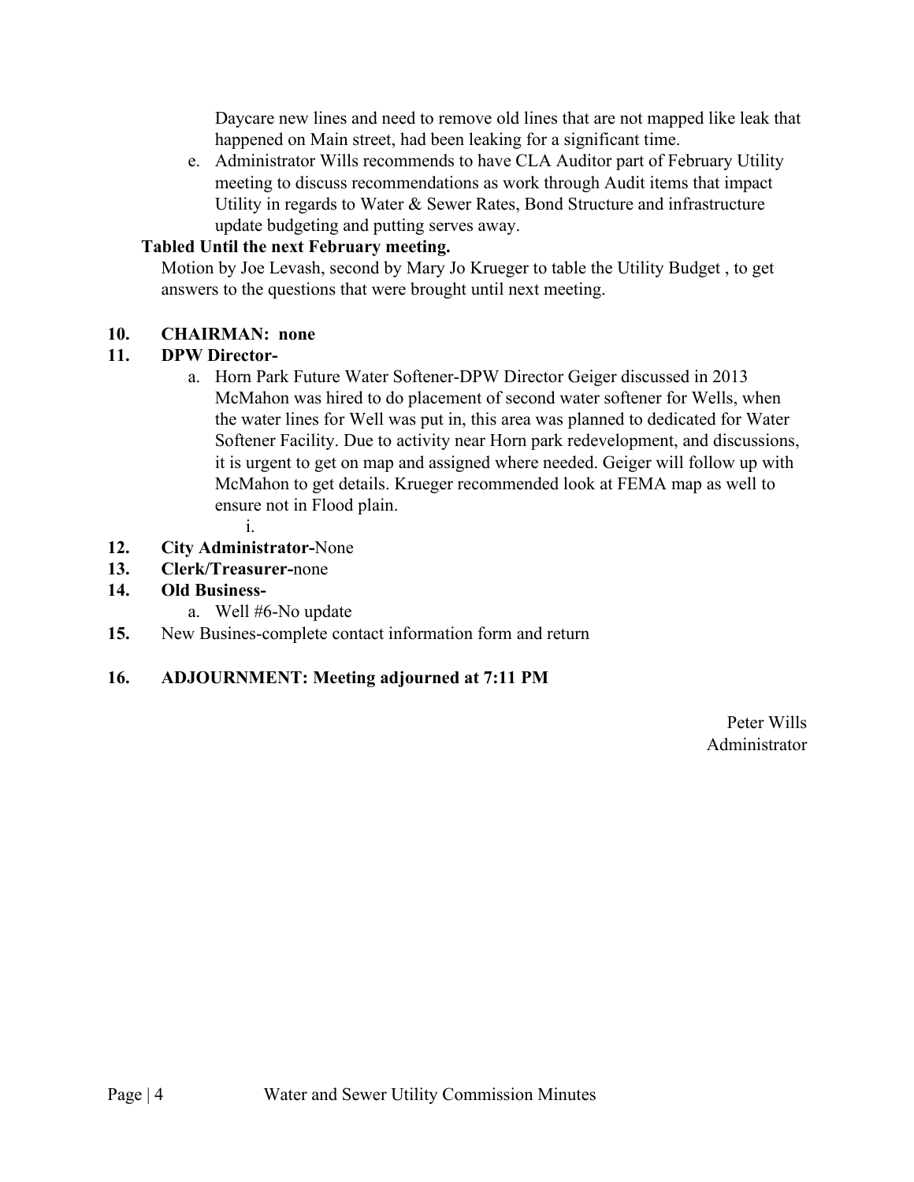Daycare new lines and need to remove old lines that are not mapped like leak that happened on Main street, had been leaking for a significant time.

e. Administrator Wills recommends to have CLA Auditor part of February Utility meeting to discuss recommendations as work through Audit items that impact Utility in regards to Water & Sewer Rates, Bond Structure and infrastructure update budgeting and putting serves away.

**Tabled Until the next February meeting.**

Motion by Joe Levash, second by Mary Jo Krueger to table the Utility Budget , to get answers to the questions that were brought until next meeting.

**10. CHAIRMAN: none**

**11. DPW Director-**

a. Horn Park Future Water Softener-DPW Director Geiger discussed in 2013 McMahon was hired to do placement of second water softener for Wells, when the water lines for Well was put in, this area was planned to dedicated for Water Softener Facility. Due to activity near Horn park redevelopment, and discussions, it is urgent to get on map and assigned where needed. Geiger will follow up with McMahon to get details. Krueger recommended look at FEMA map as well to ensure not in Flood plain.

   i.

**12. City Administrator-**None

**13. Clerk/Treasurer-**none

**14. Old Business-**

a. Well #6-No update

**15.** New Busines-complete contact information form and return

**16. ADJOURNMENT: Meeting adjourned at 7:11 PM**

Peter Wills
Administrator